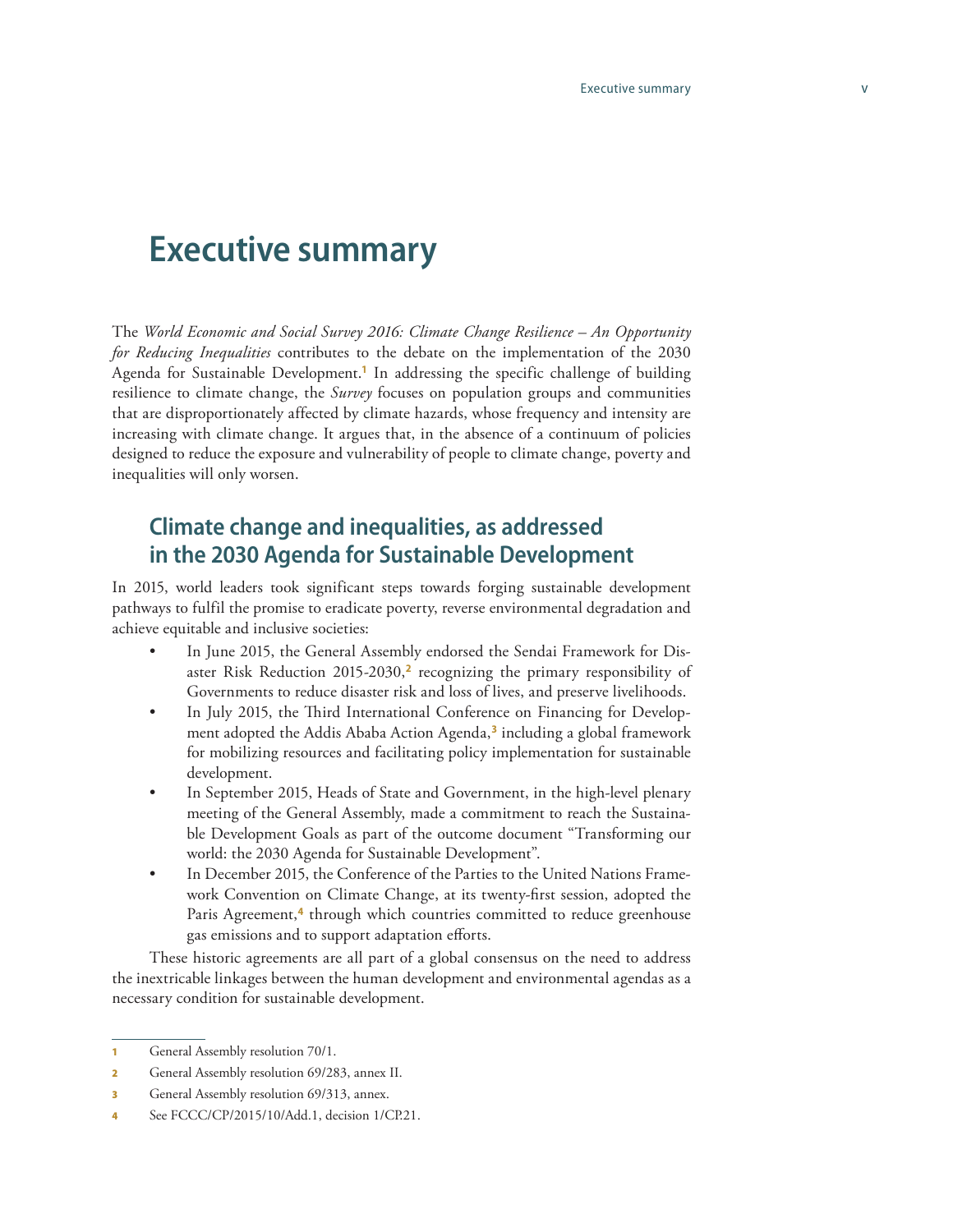# Executive summary

The *World Economic and Social Survey 2016: Climate Change Resilience – An Opportunity for Reducing Inequalities* contributes to the debate on the implementation of the 2030 Agenda for Sustainable Development.[1] In addressing the specific challenge of building resilience to climate change, the *Survey* focuses on population groups and communities that are disproportionately affected by climate hazards, whose frequency and intensity are increasing with climate change. It argues that, in the absence of a continuum of policies designed to reduce the exposure and vulnerability of people to climate change, poverty and inequalities will only worsen.

## Climate change and inequalities, as addressed in the 2030 Agenda for Sustainable Development

In 2015, world leaders took significant steps towards forging sustainable development pathways to fulfil the promise to eradicate poverty, reverse environmental degradation and achieve equitable and inclusive societies:

- In June 2015, the General Assembly endorsed the Sendai Framework for Disaster Risk Reduction 2015-2030,[2] recognizing the primary responsibility of Governments to reduce disaster risk and loss of lives, and preserve livelihoods.
- In July 2015, the Third International Conference on Financing for Development adopted the Addis Ababa Action Agenda,[3] including a global framework for mobilizing resources and facilitating policy implementation for sustainable development.
- In September 2015, Heads of State and Government, in the high-level plenary meeting of the General Assembly, made a commitment to reach the Sustainable Development Goals as part of the outcome document "Transforming our world: the 2030 Agenda for Sustainable Development".
- In December 2015, the Conference of the Parties to the United Nations Framework Convention on Climate Change, at its twenty-first session, adopted the Paris Agreement,[4] through which countries committed to reduce greenhouse gas emissions and to support adaptation efforts.

These historic agreements are all part of a global consensus on the need to address the inextricable linkages between the human development and environmental agendas as a necessary condition for sustainable development.

---

1. General Assembly resolution 70/1.
2. General Assembly resolution 69/283, annex II.
3. General Assembly resolution 69/313, annex.
4. See FCCC/CP/2015/10/Add.1, decision 1/CP.21.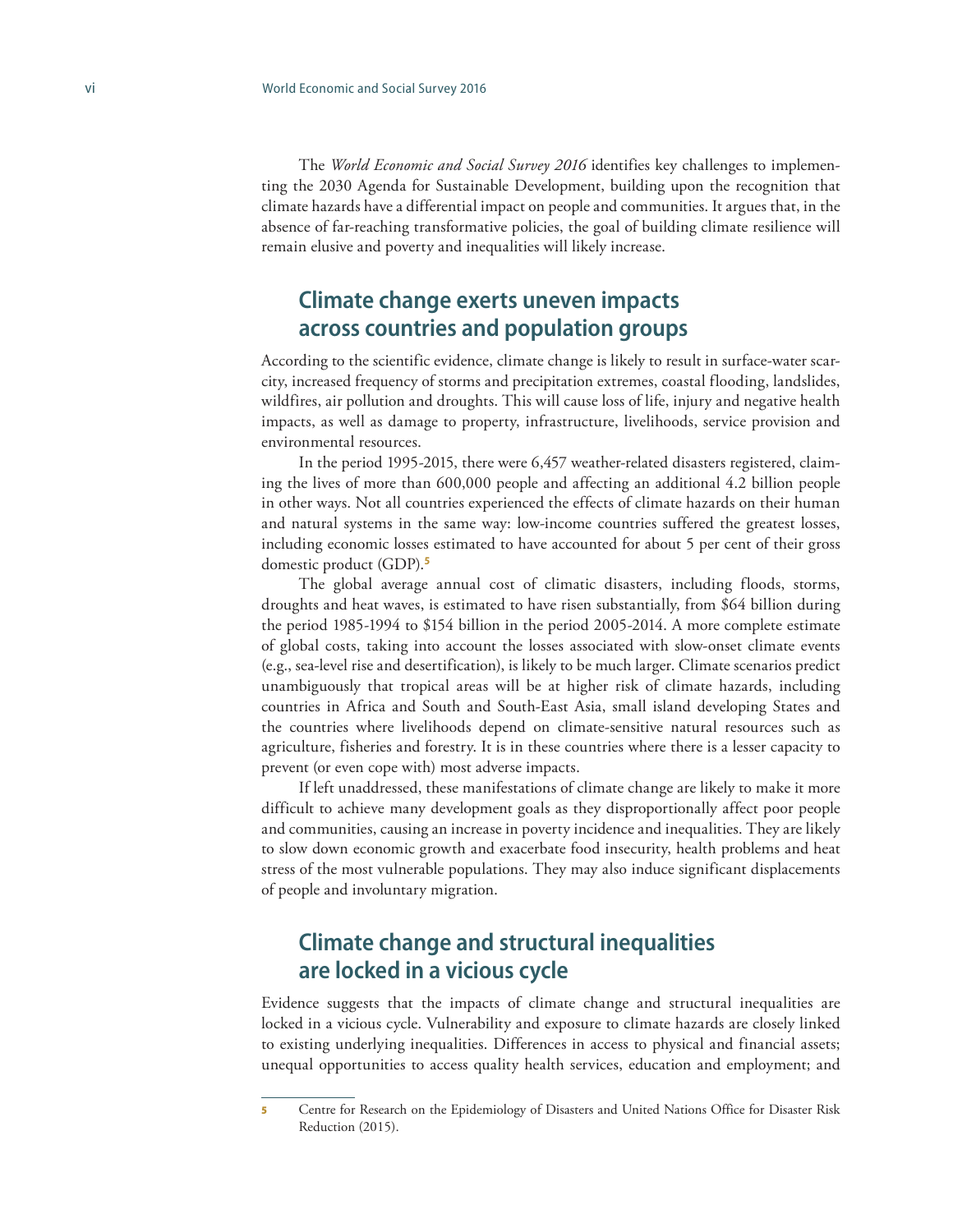The *World Economic and Social Survey 2016* identifies key challenges to implementing the 2030 Agenda for Sustainable Development, building upon the recognition that climate hazards have a differential impact on people and communities. It argues that, in the absence of far-reaching transformative policies, the goal of building climate resilience will remain elusive and poverty and inequalities will likely increase.

## Climate change exerts uneven impacts across countries and population groups

According to the scientific evidence, climate change is likely to result in surface-water scarcity, increased frequency of storms and precipitation extremes, coastal flooding, landslides, wildfires, air pollution and droughts. This will cause loss of life, injury and negative health impacts, as well as damage to property, infrastructure, livelihoods, service provision and environmental resources.

In the period 1995-2015, there were 6,457 weather-related disasters registered, claiming the lives of more than 600,000 people and affecting an additional 4.2 billion people in other ways. Not all countries experienced the effects of climate hazards on their human and natural systems in the same way: low-income countries suffered the greatest losses, including economic losses estimated to have accounted for about 5 per cent of their gross domestic product (GDP).[5]

The global average annual cost of climatic disasters, including floods, storms, droughts and heat waves, is estimated to have risen substantially, from $64 billion during the period 1985-1994 to $154 billion in the period 2005-2014. A more complete estimate of global costs, taking into account the losses associated with slow-onset climate events (e.g., sea-level rise and desertification), is likely to be much larger. Climate scenarios predict unambiguously that tropical areas will be at higher risk of climate hazards, including countries in Africa and South and South-East Asia, small island developing States and the countries where livelihoods depend on climate-sensitive natural resources such as agriculture, fisheries and forestry. It is in these countries where there is a lesser capacity to prevent (or even cope with) most adverse impacts.

If left unaddressed, these manifestations of climate change are likely to make it more difficult to achieve many development goals as they disproportionally affect poor people and communities, causing an increase in poverty incidence and inequalities. They are likely to slow down economic growth and exacerbate food insecurity, health problems and heat stress of the most vulnerable populations. They may also induce significant displacements of people and involuntary migration.

## Climate change and structural inequalities are locked in a vicious cycle

Evidence suggests that the impacts of climate change and structural inequalities are locked in a vicious cycle. Vulnerability and exposure to climate hazards are closely linked to existing underlying inequalities. Differences in access to physical and financial assets; unequal opportunities to access quality health services, education and employment; and

[5] Centre for Research on the Epidemiology of Disasters and United Nations Office for Disaster Risk Reduction (2015).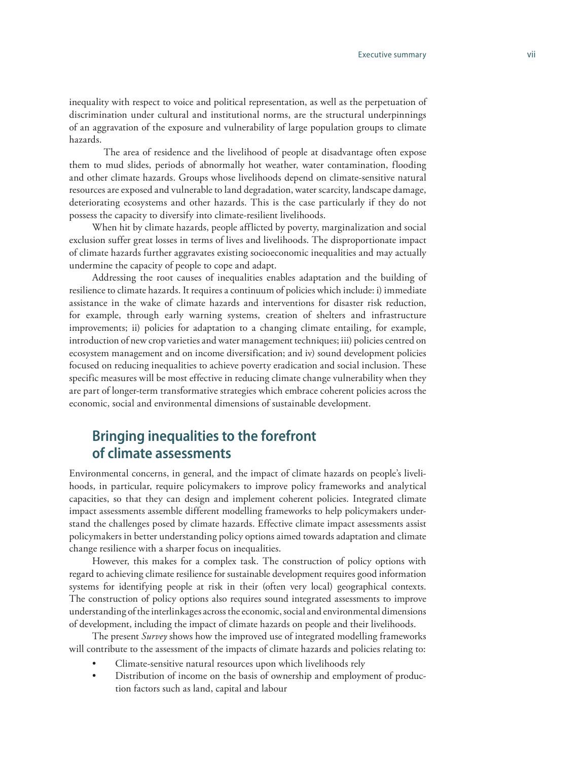inequality with respect to voice and political representation, as well as the perpetuation of discrimination under cultural and institutional norms, are the structural underpinnings of an aggravation of the exposure and vulnerability of large population groups to climate hazards.

The area of residence and the livelihood of people at disadvantage often expose them to mud slides, periods of abnormally hot weather, water contamination, flooding and other climate hazards. Groups whose livelihoods depend on climate-sensitive natural resources are exposed and vulnerable to land degradation, water scarcity, landscape damage, deteriorating ecosystems and other hazards. This is the case particularly if they do not possess the capacity to diversify into climate-resilient livelihoods.

When hit by climate hazards, people afflicted by poverty, marginalization and social exclusion suffer great losses in terms of lives and livelihoods. The disproportionate impact of climate hazards further aggravates existing socioeconomic inequalities and may actually undermine the capacity of people to cope and adapt.

Addressing the root causes of inequalities enables adaptation and the building of resilience to climate hazards. It requires a continuum of policies which include: i) immediate assistance in the wake of climate hazards and interventions for disaster risk reduction, for example, through early warning systems, creation of shelters and infrastructure improvements; ii) policies for adaptation to a changing climate entailing, for example, introduction of new crop varieties and water management techniques; iii) policies centred on ecosystem management and on income diversification; and iv) sound development policies focused on reducing inequalities to achieve poverty eradication and social inclusion. These specific measures will be most effective in reducing climate change vulnerability when they are part of longer-term transformative strategies which embrace coherent policies across the economic, social and environmental dimensions of sustainable development.

## Bringing inequalities to the forefront of climate assessments

Environmental concerns, in general, and the impact of climate hazards on people's livelihoods, in particular, require policymakers to improve policy frameworks and analytical capacities, so that they can design and implement coherent policies. Integrated climate impact assessments assemble different modelling frameworks to help policymakers understand the challenges posed by climate hazards. Effective climate impact assessments assist policymakers in better understanding policy options aimed towards adaptation and climate change resilience with a sharper focus on inequalities.

However, this makes for a complex task. The construction of policy options with regard to achieving climate resilience for sustainable development requires good information systems for identifying people at risk in their (often very local) geographical contexts. The construction of policy options also requires sound integrated assessments to improve understanding of the interlinkages across the economic, social and environmental dimensions of development, including the impact of climate hazards on people and their livelihoods.

The present *Survey* shows how the improved use of integrated modelling frameworks will contribute to the assessment of the impacts of climate hazards and policies relating to:

- Climate-sensitive natural resources upon which livelihoods rely
- Distribution of income on the basis of ownership and employment of production factors such as land, capital and labour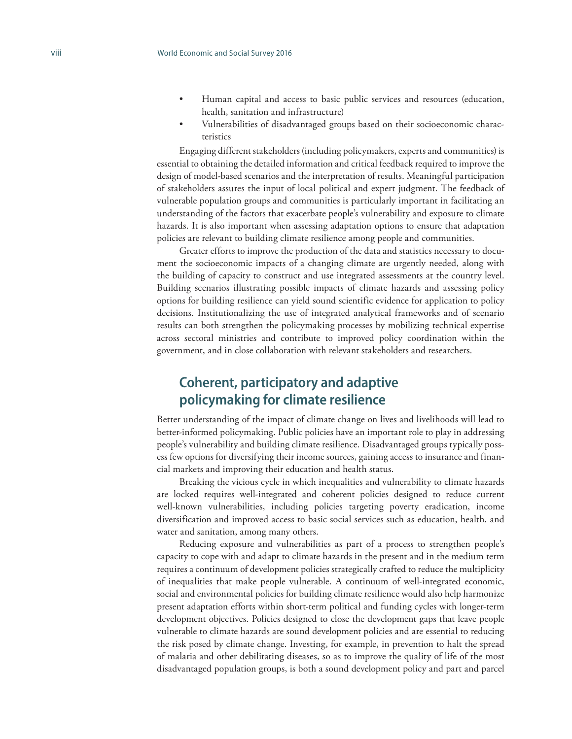- Human capital and access to basic public services and resources (education, health, sanitation and infrastructure)
- Vulnerabilities of disadvantaged groups based on their socioeconomic characteristics

Engaging different stakeholders (including policymakers, experts and communities) is essential to obtaining the detailed information and critical feedback required to improve the design of model-based scenarios and the interpretation of results. Meaningful participation of stakeholders assures the input of local political and expert judgment. The feedback of vulnerable population groups and communities is particularly important in facilitating an understanding of the factors that exacerbate people's vulnerability and exposure to climate hazards. It is also important when assessing adaptation options to ensure that adaptation policies are relevant to building climate resilience among people and communities.

Greater efforts to improve the production of the data and statistics necessary to document the socioeconomic impacts of a changing climate are urgently needed, along with the building of capacity to construct and use integrated assessments at the country level. Building scenarios illustrating possible impacts of climate hazards and assessing policy options for building resilience can yield sound scientific evidence for application to policy decisions. Institutionalizing the use of integrated analytical frameworks and of scenario results can both strengthen the policymaking processes by mobilizing technical expertise across sectoral ministries and contribute to improved policy coordination within the government, and in close collaboration with relevant stakeholders and researchers.

## Coherent, participatory and adaptive policymaking for climate resilience

Better understanding of the impact of climate change on lives and livelihoods will lead to better-informed policymaking. Public policies have an important role to play in addressing people's vulnerability and building climate resilience. Disadvantaged groups typically possess few options for diversifying their income sources, gaining access to insurance and financial markets and improving their education and health status.

Breaking the vicious cycle in which inequalities and vulnerability to climate hazards are locked requires well-integrated and coherent policies designed to reduce current well-known vulnerabilities, including policies targeting poverty eradication, income diversification and improved access to basic social services such as education, health, and water and sanitation, among many others.

Reducing exposure and vulnerabilities as part of a process to strengthen people's capacity to cope with and adapt to climate hazards in the present and in the medium term requires a continuum of development policies strategically crafted to reduce the multiplicity of inequalities that make people vulnerable. A continuum of well-integrated economic, social and environmental policies for building climate resilience would also help harmonize present adaptation efforts within short-term political and funding cycles with longer-term development objectives. Policies designed to close the development gaps that leave people vulnerable to climate hazards are sound development policies and are essential to reducing the risk posed by climate change. Investing, for example, in prevention to halt the spread of malaria and other debilitating diseases, so as to improve the quality of life of the most disadvantaged population groups, is both a sound development policy and part and parcel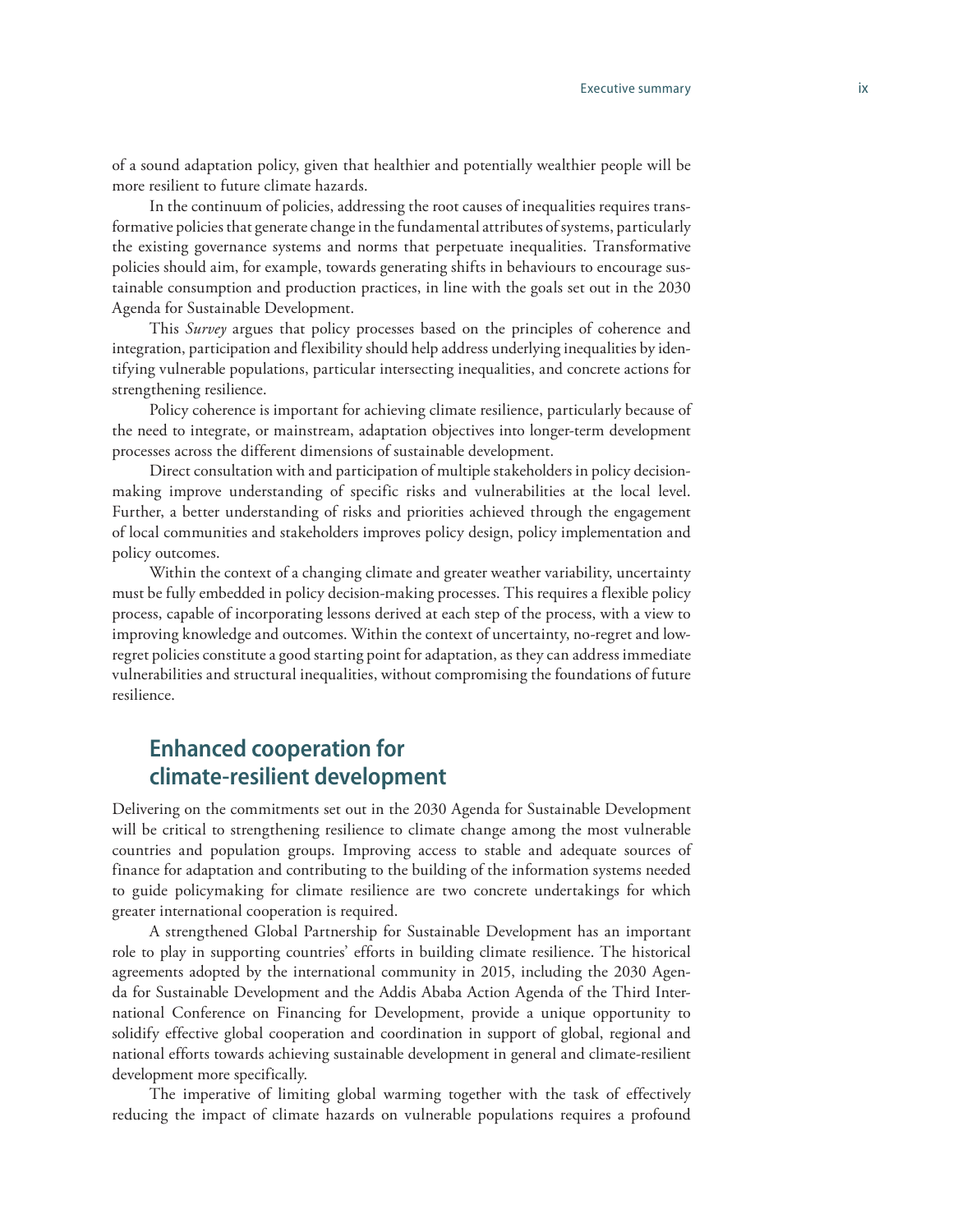of a sound adaptation policy, given that healthier and potentially wealthier people will be more resilient to future climate hazards.

In the continuum of policies, addressing the root causes of inequalities requires transformative policies that generate change in the fundamental attributes of systems, particularly the existing governance systems and norms that perpetuate inequalities. Transformative policies should aim, for example, towards generating shifts in behaviours to encourage sustainable consumption and production practices, in line with the goals set out in the 2030 Agenda for Sustainable Development.

This *Survey* argues that policy processes based on the principles of coherence and integration, participation and flexibility should help address underlying inequalities by identifying vulnerable populations, particular intersecting inequalities, and concrete actions for strengthening resilience.

Policy coherence is important for achieving climate resilience, particularly because of the need to integrate, or mainstream, adaptation objectives into longer-term development processes across the different dimensions of sustainable development.

Direct consultation with and participation of multiple stakeholders in policy decision-making improve understanding of specific risks and vulnerabilities at the local level. Further, a better understanding of risks and priorities achieved through the engagement of local communities and stakeholders improves policy design, policy implementation and policy outcomes.

Within the context of a changing climate and greater weather variability, uncertainty must be fully embedded in policy decision-making processes. This requires a flexible policy process, capable of incorporating lessons derived at each step of the process, with a view to improving knowledge and outcomes. Within the context of uncertainty, no-regret and low-regret policies constitute a good starting point for adaptation, as they can address immediate vulnerabilities and structural inequalities, without compromising the foundations of future resilience.

## Enhanced cooperation for climate-resilient development

Delivering on the commitments set out in the 2030 Agenda for Sustainable Development will be critical to strengthening resilience to climate change among the most vulnerable countries and population groups. Improving access to stable and adequate sources of finance for adaptation and contributing to the building of the information systems needed to guide policymaking for climate resilience are two concrete undertakings for which greater international cooperation is required.

A strengthened Global Partnership for Sustainable Development has an important role to play in supporting countries' efforts in building climate resilience. The historical agreements adopted by the international community in 2015, including the 2030 Agenda for Sustainable Development and the Addis Ababa Action Agenda of the Third International Conference on Financing for Development, provide a unique opportunity to solidify effective global cooperation and coordination in support of global, regional and national efforts towards achieving sustainable development in general and climate-resilient development more specifically.

The imperative of limiting global warming together with the task of effectively reducing the impact of climate hazards on vulnerable populations requires a profound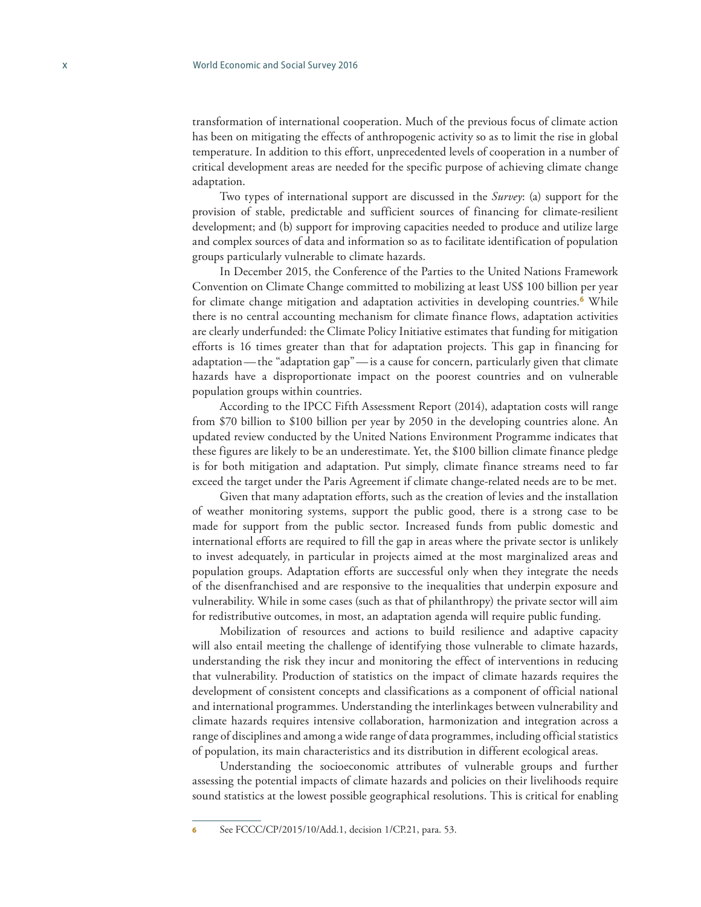transformation of international cooperation. Much of the previous focus of climate action has been on mitigating the effects of anthropogenic activity so as to limit the rise in global temperature. In addition to this effort, unprecedented levels of cooperation in a number of critical development areas are needed for the specific purpose of achieving climate change adaptation.

Two types of international support are discussed in the *Survey*: (a) support for the provision of stable, predictable and sufficient sources of financing for climate-resilient development; and (b) support for improving capacities needed to produce and utilize large and complex sources of data and information so as to facilitate identification of population groups particularly vulnerable to climate hazards.

In December 2015, the Conference of the Parties to the United Nations Framework Convention on Climate Change committed to mobilizing at least US$ 100 billion per year for climate change mitigation and adaptation activities in developing countries.[6] While there is no central accounting mechanism for climate finance flows, adaptation activities are clearly underfunded: the Climate Policy Initiative estimates that funding for mitigation efforts is 16 times greater than that for adaptation projects. This gap in financing for adaptation — the "adaptation gap" — is a cause for concern, particularly given that climate hazards have a disproportionate impact on the poorest countries and on vulnerable population groups within countries.

According to the IPCC Fifth Assessment Report (2014), adaptation costs will range from $70 billion to $100 billion per year by 2050 in the developing countries alone. An updated review conducted by the United Nations Environment Programme indicates that these figures are likely to be an underestimate. Yet, the $100 billion climate finance pledge is for both mitigation and adaptation. Put simply, climate finance streams need to far exceed the target under the Paris Agreement if climate change-related needs are to be met.

Given that many adaptation efforts, such as the creation of levies and the installation of weather monitoring systems, support the public good, there is a strong case to be made for support from the public sector. Increased funds from public domestic and international efforts are required to fill the gap in areas where the private sector is unlikely to invest adequately, in particular in projects aimed at the most marginalized areas and population groups. Adaptation efforts are successful only when they integrate the needs of the disenfranchised and are responsive to the inequalities that underpin exposure and vulnerability. While in some cases (such as that of philanthropy) the private sector will aim for redistributive outcomes, in most, an adaptation agenda will require public funding.

Mobilization of resources and actions to build resilience and adaptive capacity will also entail meeting the challenge of identifying those vulnerable to climate hazards, understanding the risk they incur and monitoring the effect of interventions in reducing that vulnerability. Production of statistics on the impact of climate hazards requires the development of consistent concepts and classifications as a component of official national and international programmes. Understanding the interlinkages between vulnerability and climate hazards requires intensive collaboration, harmonization and integration across a range of disciplines and among a wide range of data programmes, including official statistics of population, its main characteristics and its distribution in different ecological areas.

Understanding the socioeconomic attributes of vulnerable groups and further assessing the potential impacts of climate hazards and policies on their livelihoods require sound statistics at the lowest possible geographical resolutions. This is critical for enabling

---

[6] See FCCC/CP/2015/10/Add.1, decision 1/CP.21, para. 53.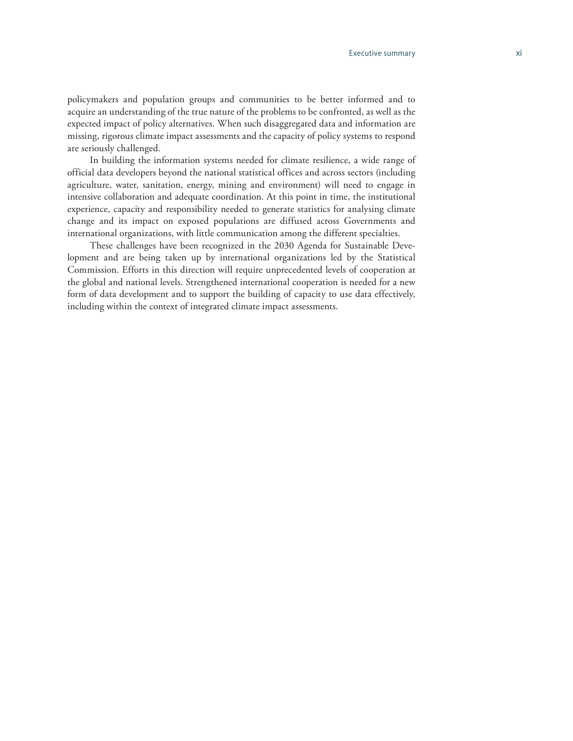policymakers and population groups and communities to be better informed and to acquire an understanding of the true nature of the problems to be confronted, as well as the expected impact of policy alternatives. When such disaggregated data and information are missing, rigorous climate impact assessments and the capacity of policy systems to respond are seriously challenged.

In building the information systems needed for climate resilience, a wide range of official data developers beyond the national statistical offices and across sectors (including agriculture, water, sanitation, energy, mining and environment) will need to engage in intensive collaboration and adequate coordination. At this point in time, the institutional experience, capacity and responsibility needed to generate statistics for analysing climate change and its impact on exposed populations are diffused across Governments and international organizations, with little communication among the different specialties.

These challenges have been recognized in the 2030 Agenda for Sustainable Development and are being taken up by international organizations led by the Statistical Commission. Efforts in this direction will require unprecedented levels of cooperation at the global and national levels. Strengthened international cooperation is needed for a new form of data development and to support the building of capacity to use data effectively, including within the context of integrated climate impact assessments.